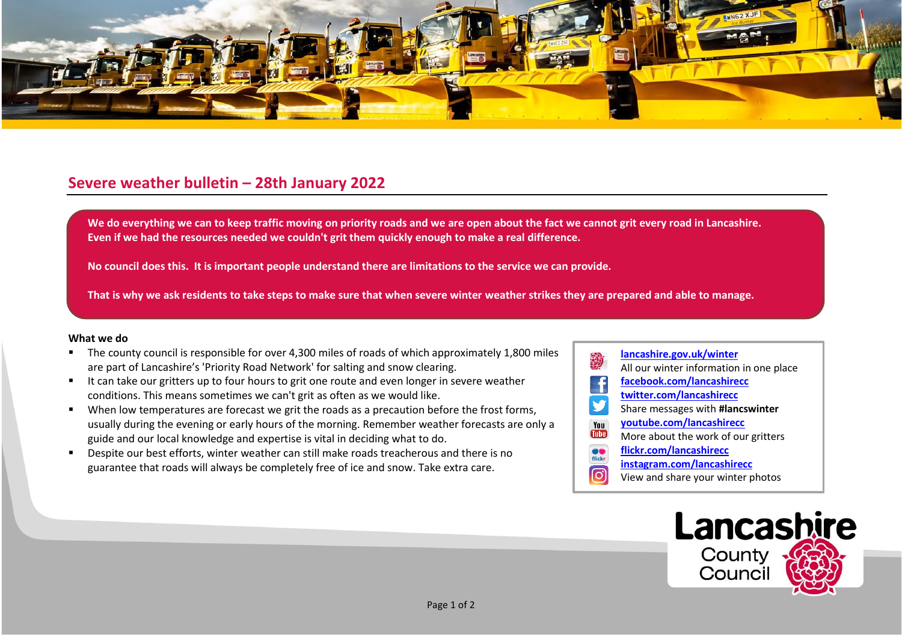## Severe weather bulletin – 28th January 2022

**We do everything we can to keep traffic moving on priority roads and we are open about the fact we cannot grit every road in Lancashire. Even if we had the resources needed we couldn't grit them quickly enough to make a real difference.**

**No council does this. It is important people understand there are limitations to the service we can provide.**

**That is why we ask residents to take steps to make sure that when severe winter weather strikes they are prepared and able to manage.**

**What we do**

- The county council is responsible for over 4,300 miles of roads of which approximately 1,800 miles are part of Lancashire's 'Priority Road Network' for salting and snow clearing.
- It can take our gritters up to four hours to grit one route and even longer in severe weather conditions. This means sometimes we can't grit as often as we would like.
- When low temperatures are forecast we grit the roads as a precaution before the frost forms, usually during the evening or early hours of the morning. Remember weather forecasts are only a guide and our local knowledge and expertise is vital in deciding what to do.
- Despite our best efforts, winter weather can still make roads treacherous and there is no guarantee that roads will always be completely free of ice and snow. Take extra care.

[lancashire.gov.uk/winter](lancashire.gov.uk/winter)
All our winter information in one place
[facebook.com/lancashirecc](facebook.com/lancashirecc)
[twitter.com/lancashirecc](twitter.com/lancashirecc)
Share messages with **#lancswinter**
[youtube.com/lancashirecc](youtube.com/lancashirecc)
More about the work of our gritters
[flickr.com/lancashirecc](flickr.com/lancashirecc)
[instagram.com/lancashirecc](instagram.com/lancashirecc)
View and share your winter photos

Lancashire County Council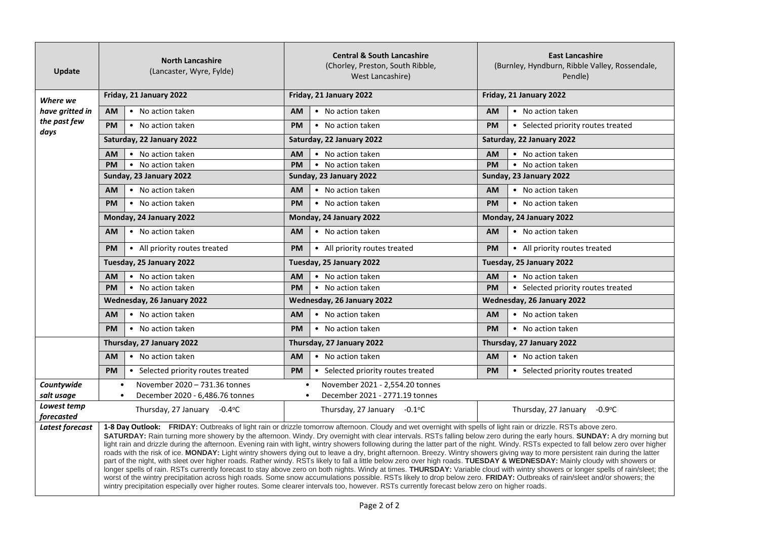| Update | North Lancashire (Lancaster, Wyre, Fylde) | | Central & South Lancashire (Chorley, Preston, South Ribble, West Lancashire) | | East Lancashire (Burnley, Hyndburn, Ribble Valley, Rossendale, Pendle) | |
|---|---|---|---|---|---|---|
| ***Where we have gritted in the past few days*** | **Friday, 21 January 2022** | | **Friday, 21 January 2022** | | **Friday, 21 January 2022** | |
| | **AM** | • No action taken | **AM** | • No action taken | **AM** | • No action taken |
| | **PM** | • No action taken | **PM** | • No action taken | **PM** | • Selected priority routes treated |
| | **Saturday, 22 January 2022** | | **Saturday, 22 January 2022** | | **Saturday, 22 January 2022** | |
| | **AM** | • No action taken | **AM** | • No action taken | **AM** | • No action taken |
| | **PM** | • No action taken | **PM** | • No action taken | **PM** | • No action taken |
| | **Sunday, 23 January 2022** | | **Sunday, 23 January 2022** | | **Sunday, 23 January 2022** | |
| | **AM** | • No action taken | **AM** | • No action taken | **AM** | • No action taken |
| | **PM** | • No action taken | **PM** | • No action taken | **PM** | • No action taken |
| | **Monday, 24 January 2022** | | **Monday, 24 January 2022** | | **Monday, 24 January 2022** | |
| | **AM** | • No action taken | **AM** | • No action taken | **AM** | • No action taken |
| | **PM** | • All priority routes treated | **PM** | • All priority routes treated | **PM** | • All priority routes treated |
| | **Tuesday, 25 January 2022** | | **Tuesday, 25 January 2022** | | **Tuesday, 25 January 2022** | |
| | **AM** | • No action taken | **AM** | • No action taken | **AM** | • No action taken |
| | **PM** | • No action taken | **PM** | • No action taken | **PM** | • Selected priority routes treated |
| | **Wednesday, 26 January 2022** | | **Wednesday, 26 January 2022** | | **Wednesday, 26 January 2022** | |
| | **AM** | • No action taken | **AM** | • No action taken | **AM** | • No action taken |
| | **PM** | • No action taken | **PM** | • No action taken | **PM** | • No action taken |
| | **Thursday, 27 January 2022** | | **Thursday, 27 January 2022** | | **Thursday, 27 January 2022** | |
| | **AM** | • No action taken | **AM** | • No action taken | **AM** | • No action taken |
| | **PM** | • Selected priority routes treated | **PM** | • Selected priority routes treated | **PM** | • Selected priority routes treated |
| ***Countywide salt usage*** | • November 2020 – 731.36 tonnes<br>• December 2020 - 6,486.76 tonnes | | • November 2021 - 2,554.20 tonnes<br>• December 2021 - 2771.19 tonnes | | | |
| ***Lowest temp forecasted*** | Thursday, 27 January -0.4°C | | Thursday, 27 January -0.1°C | | Thursday, 27 January -0.9°C | |
| ***Latest forecast*** | **1-8 Day Outlook: FRIDAY:** Outbreaks of light rain or drizzle tomorrow afternoon. Cloudy and wet overnight with spells of light rain or drizzle. RSTs above zero. **SATURDAY:** Rain turning more showery by the afternoon. Windy. Dry overnight with clear intervals. RSTs falling below zero during the early hours. **SUNDAY:** A dry morning but light rain and drizzle during the afternoon. Evening rain with light, wintry showers following during the latter part of the night. Windy. RSTs expected to fall below zero over higher roads with the risk of ice. **MONDAY:** Light wintry showers dying out to leave a dry, bright afternoon. Breezy. Wintry showers giving way to more persistent rain during the latter part of the night, with sleet over higher roads. Rather windy. RSTs likely to fall a little below zero over high roads. **TUESDAY & WEDNESDAY:** Mainly cloudy with showers or longer spells of rain. RSTs currently forecast to stay above zero on both nights. Windy at times. **THURSDAY:** Variable cloud with wintry showers or longer spells of rain/sleet; the worst of the wintry precipitation across high roads. Some snow accumulations possible. RSTs likely to drop below zero. **FRIDAY:** Outbreaks of rain/sleet and/or showers; the wintry precipitation especially over higher routes. Some clearer intervals too, however. RSTs currently forecast below zero on higher roads. | | | | | |